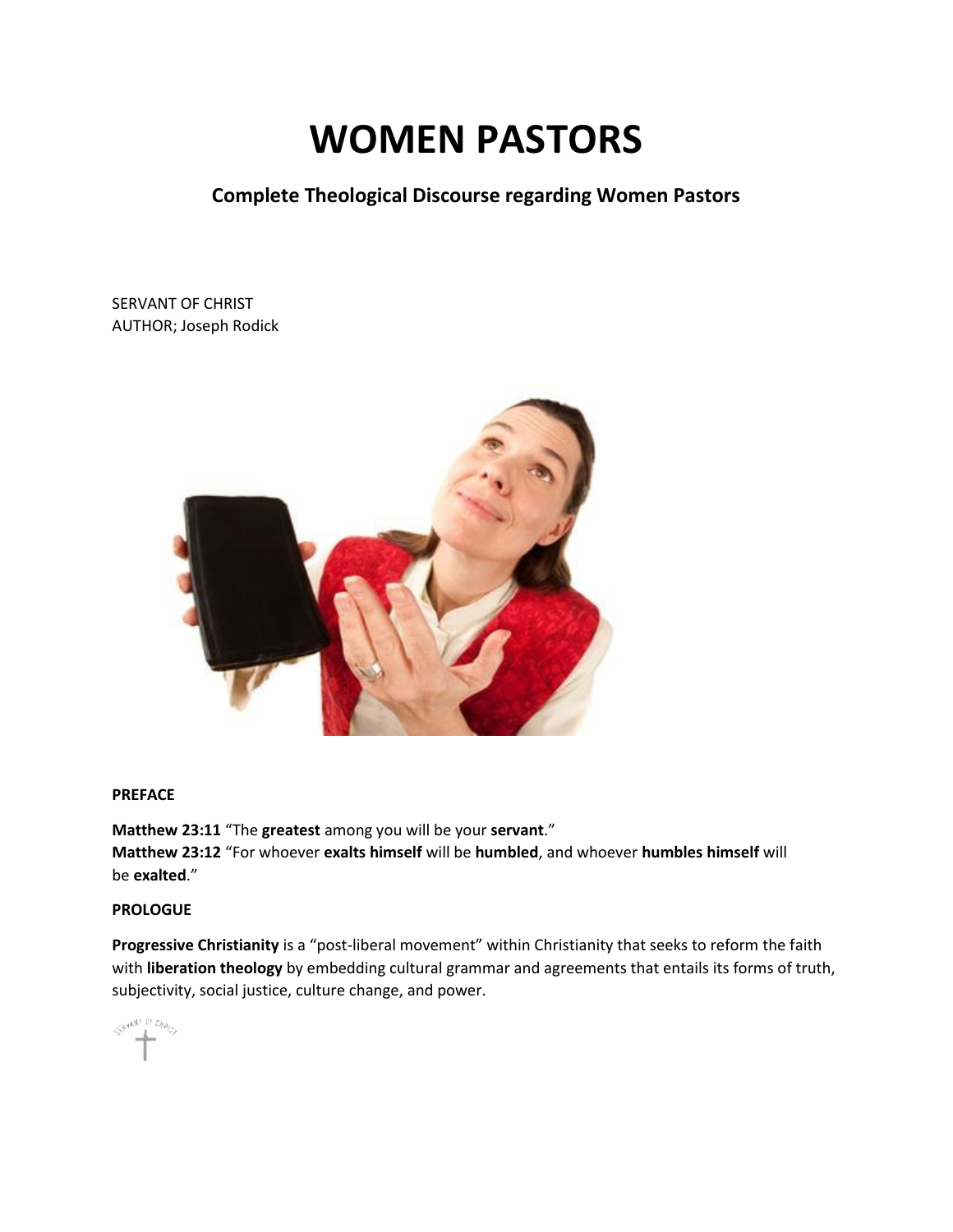# WOMEN PASTORS

## Complete Theological Discourse regarding Women Pastors

SERVANT OF CHRIST
AUTHOR; Joseph Rodick

**PREFACE**

**Matthew 23:11** "The **greatest** among you will be your **servant**."
**Matthew 23:12** "For whoever **exalts himself** will be **humbled**, and whoever **humbles himself** will be **exalted**."

**PROLOGUE**

**Progressive Christianity** is a "post-liberal movement" within Christianity that seeks to reform the faith with **liberation theology** by embedding cultural grammar and agreements that entails its forms of truth, subjectivity, social justice, culture change, and power.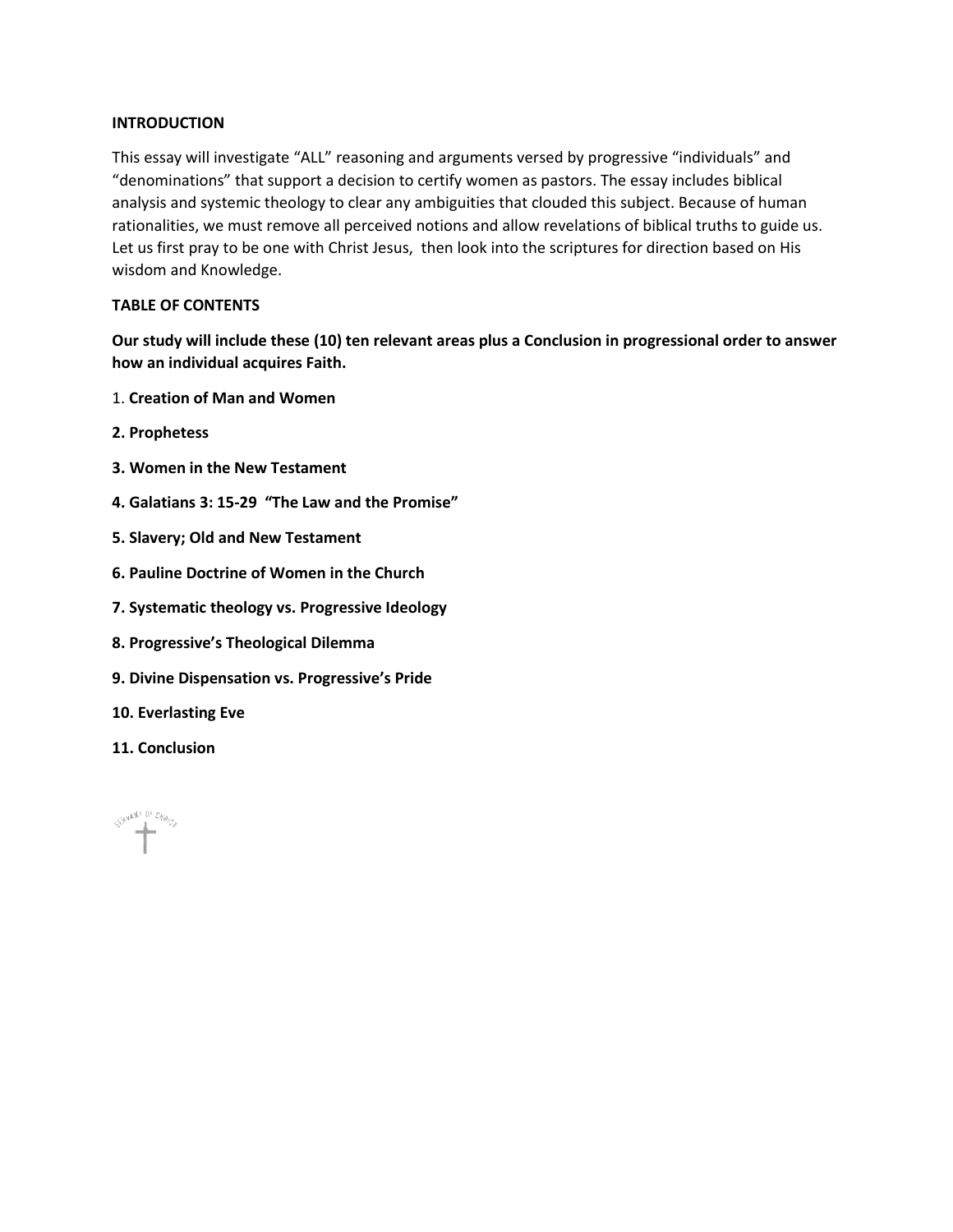**INTRODUCTION**

This essay will investigate “ALL” reasoning and arguments versed by progressive “individuals” and “denominations” that support a decision to certify women as pastors. The essay includes biblical analysis and systemic theology to clear any ambiguities that clouded this subject. Because of human rationalities, we must remove all perceived notions and allow revelations of biblical truths to guide us. Let us first pray to be one with Christ Jesus, then look into the scriptures for direction based on His wisdom and Knowledge.

**TABLE OF CONTENTS**

**Our study will include these (10) ten relevant areas plus a Conclusion in progressional order to answer how an individual acquires Faith.**

1. **Creation of Man and Women**

**2. Prophetess**

**3. Women in the New Testament**

**4. Galatians 3: 15-29 “The Law and the Promise”**

**5. Slavery; Old and New Testament**

**6. Pauline Doctrine of Women in the Church**

**7. Systematic theology vs. Progressive Ideology**

**8. Progressive’s Theological Dilemma**

**9. Divine Dispensation vs. Progressive’s Pride**

**10. Everlasting Eve**

**11. Conclusion**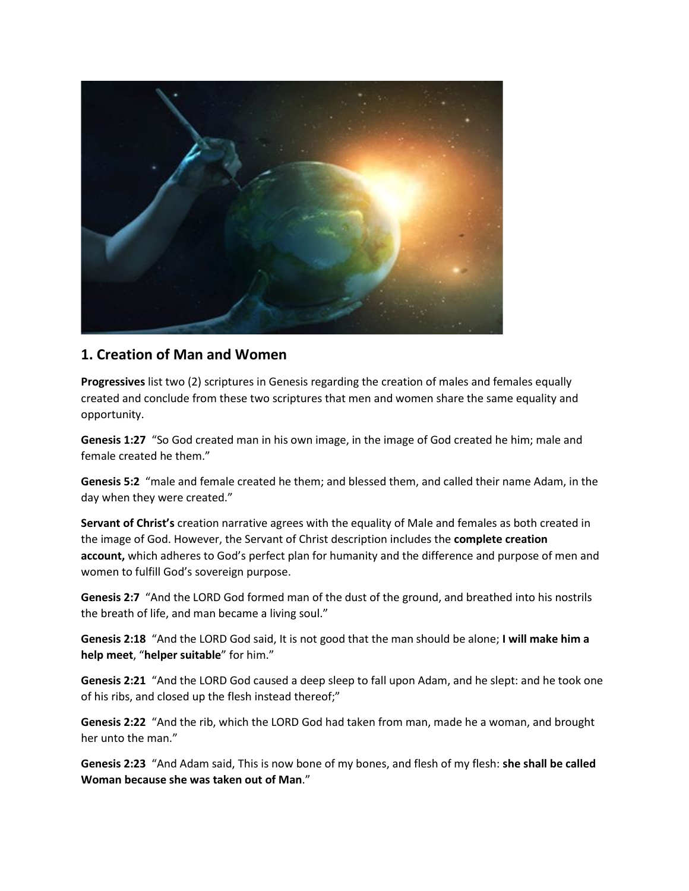## 1. Creation of Man and Women

**Progressives** list two (2) scriptures in Genesis regarding the creation of males and females equally created and conclude from these two scriptures that men and women share the same equality and opportunity.

**Genesis 1:27** "So God created man in his own image, in the image of God created he him; male and female created he them."

**Genesis 5:2** "male and female created he them; and blessed them, and called their name Adam, in the day when they were created."

**Servant of Christ's** creation narrative agrees with the equality of Male and females as both created in the image of God. However, the Servant of Christ description includes the **complete creation account,** which adheres to God's perfect plan for humanity and the difference and purpose of men and women to fulfill God's sovereign purpose.

**Genesis 2:7** "And the LORD God formed man of the dust of the ground, and breathed into his nostrils the breath of life, and man became a living soul."

**Genesis 2:18** "And the LORD God said, It is not good that the man should be alone; **I will make him a help meet**, "**helper suitable**" for him."

**Genesis 2:21** "And the LORD God caused a deep sleep to fall upon Adam, and he slept: and he took one of his ribs, and closed up the flesh instead thereof;"

**Genesis 2:22** "And the rib, which the LORD God had taken from man, made he a woman, and brought her unto the man."

**Genesis 2:23** "And Adam said, This is now bone of my bones, and flesh of my flesh: **she shall be called Woman because she was taken out of Man**."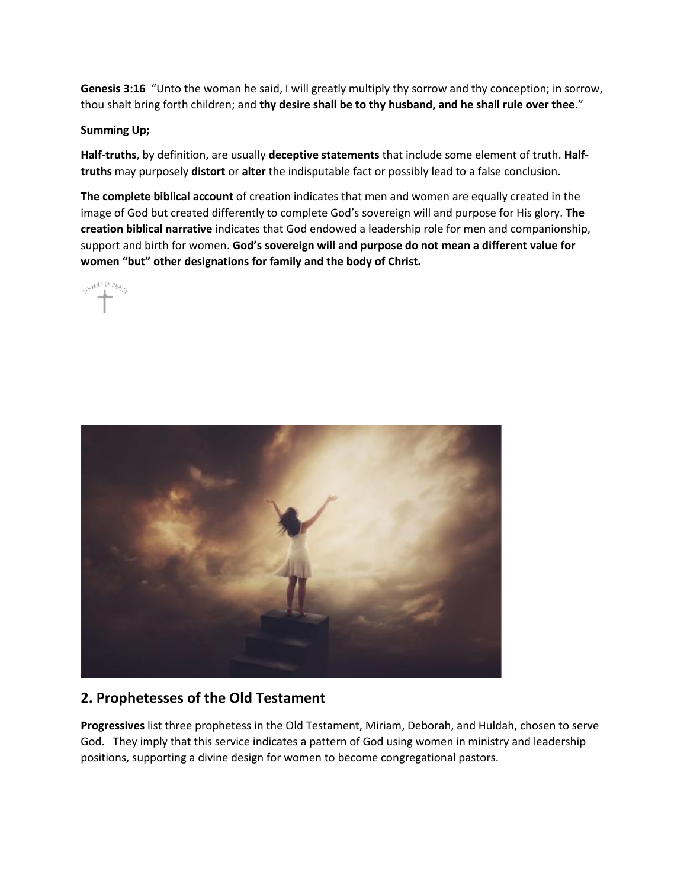**Genesis 3:16** "Unto the woman he said, I will greatly multiply thy sorrow and thy conception; in sorrow, thou shalt bring forth children; and **thy desire shall be to thy husband, and he shall rule over thee**."

**Summing Up;**

**Half-truths**, by definition, are usually **deceptive statements** that include some element of truth. **Half-truths** may purposely **distort** or **alter** the indisputable fact or possibly lead to a false conclusion.

**The complete biblical account** of creation indicates that men and women are equally created in the image of God but created differently to complete God's sovereign will and purpose for His glory. **The creation biblical narrative** indicates that God endowed a leadership role for men and companionship, support and birth for women. **God's sovereign will and purpose do not mean a different value for women "but" other designations for family and the body of Christ.**

## 2. Prophetesses of the Old Testament

**Progressives** list three prophetess in the Old Testament, Miriam, Deborah, and Huldah, chosen to serve God. They imply that this service indicates a pattern of God using women in ministry and leadership positions, supporting a divine design for women to become congregational pastors.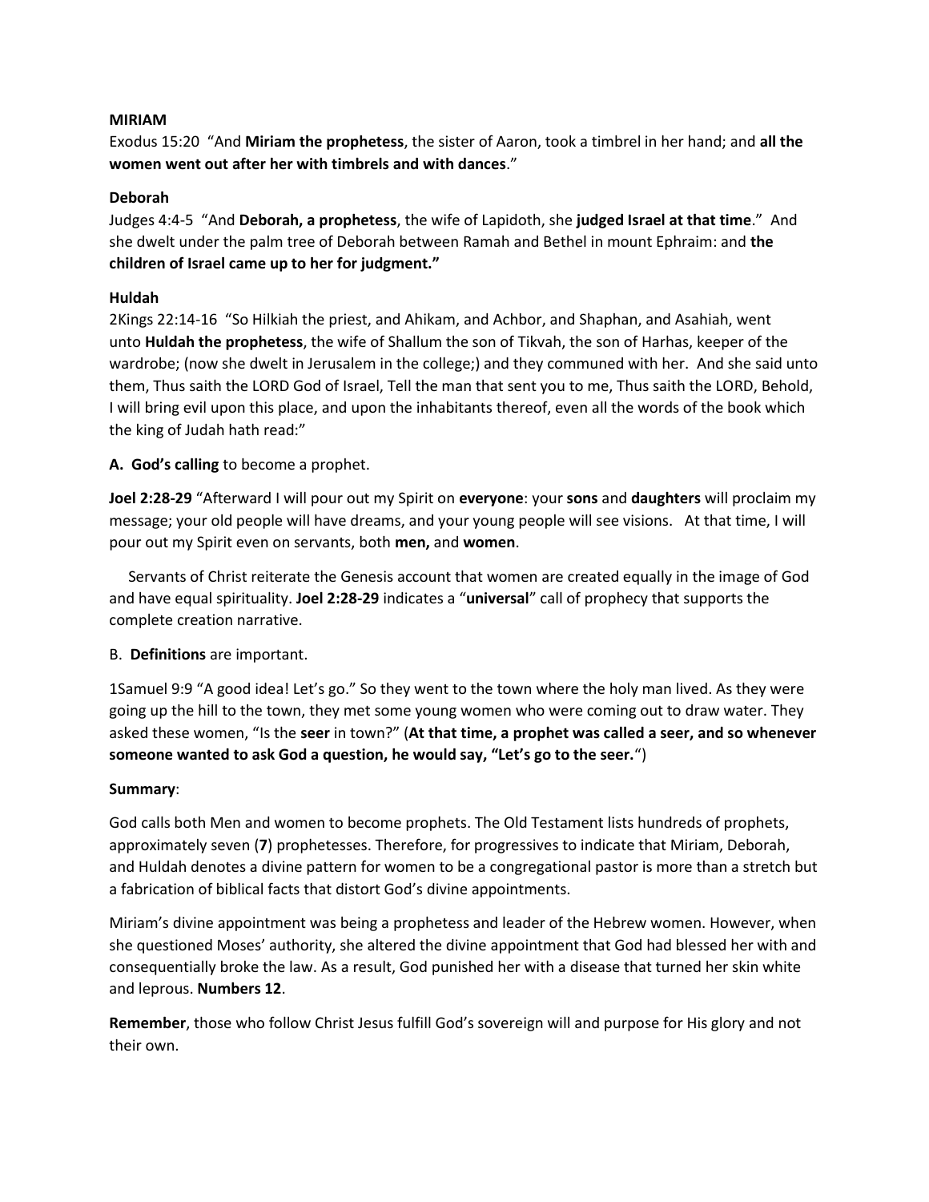**MIRIAM**

Exodus 15:20 "And **Miriam the prophetess**, the sister of Aaron, took a timbrel in her hand; and **all the women went out after her with timbrels and with dances**."

**Deborah**

Judges 4:4-5 "And **Deborah, a prophetess**, the wife of Lapidoth, she **judged Israel at that time**." And she dwelt under the palm tree of Deborah between Ramah and Bethel in mount Ephraim: and **the children of Israel came up to her for judgment."**

**Huldah**

2Kings 22:14-16 "So Hilkiah the priest, and Ahikam, and Achbor, and Shaphan, and Asahiah, went unto **Huldah the prophetess**, the wife of Shallum the son of Tikvah, the son of Harhas, keeper of the wardrobe; (now she dwelt in Jerusalem in the college;) and they communed with her. And she said unto them, Thus saith the LORD God of Israel, Tell the man that sent you to me, Thus saith the LORD, Behold, I will bring evil upon this place, and upon the inhabitants thereof, even all the words of the book which the king of Judah hath read:"

**A. God's calling** to become a prophet.

**Joel 2:28-29** "Afterward I will pour out my Spirit on **everyone**: your **sons** and **daughters** will proclaim my message; your old people will have dreams, and your young people will see visions. At that time, I will pour out my Spirit even on servants, both **men,** and **women**.

Servants of Christ reiterate the Genesis account that women are created equally in the image of God and have equal spirituality. **Joel 2:28-29** indicates a "**universal**" call of prophecy that supports the complete creation narrative.

B. **Definitions** are important.

1Samuel 9:9 "A good idea! Let's go." So they went to the town where the holy man lived. As they were going up the hill to the town, they met some young women who were coming out to draw water. They asked these women, "Is the **seer** in town?" (**At that time, a prophet was called a seer, and so whenever someone wanted to ask God a question, he would say, "Let's go to the seer.**")

**Summary**:

God calls both Men and women to become prophets. The Old Testament lists hundreds of prophets, approximately seven (**7**) prophetesses. Therefore, for progressives to indicate that Miriam, Deborah, and Huldah denotes a divine pattern for women to be a congregational pastor is more than a stretch but a fabrication of biblical facts that distort God's divine appointments.

Miriam's divine appointment was being a prophetess and leader of the Hebrew women. However, when she questioned Moses' authority, she altered the divine appointment that God had blessed her with and consequentially broke the law. As a result, God punished her with a disease that turned her skin white and leprous. **Numbers 12**.

**Remember**, those who follow Christ Jesus fulfill God's sovereign will and purpose for His glory and not their own.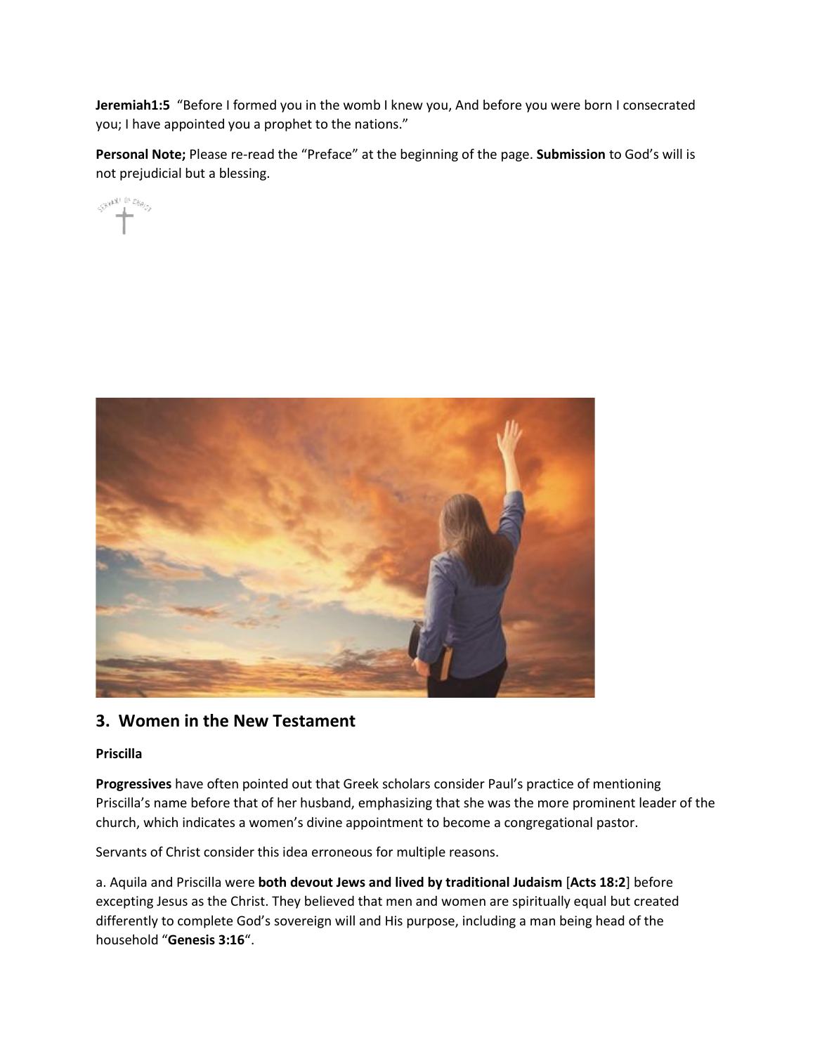**Jeremiah1:5** "Before I formed you in the womb I knew you, And before you were born I consecrated you; I have appointed you a prophet to the nations."

**Personal Note;** Please re-read the "Preface" at the beginning of the page. **Submission** to God's will is not prejudicial but a blessing.

## 3. Women in the New Testament

**Priscilla**

**Progressives** have often pointed out that Greek scholars consider Paul's practice of mentioning Priscilla's name before that of her husband, emphasizing that she was the more prominent leader of the church, which indicates a women's divine appointment to become a congregational pastor.

Servants of Christ consider this idea erroneous for multiple reasons.

a. Aquila and Priscilla were **both devout Jews and lived by traditional Judaism** [**Acts 18:2**] before excepting Jesus as the Christ. They believed that men and women are spiritually equal but created differently to complete God's sovereign will and His purpose, including a man being head of the household "**Genesis 3:16**".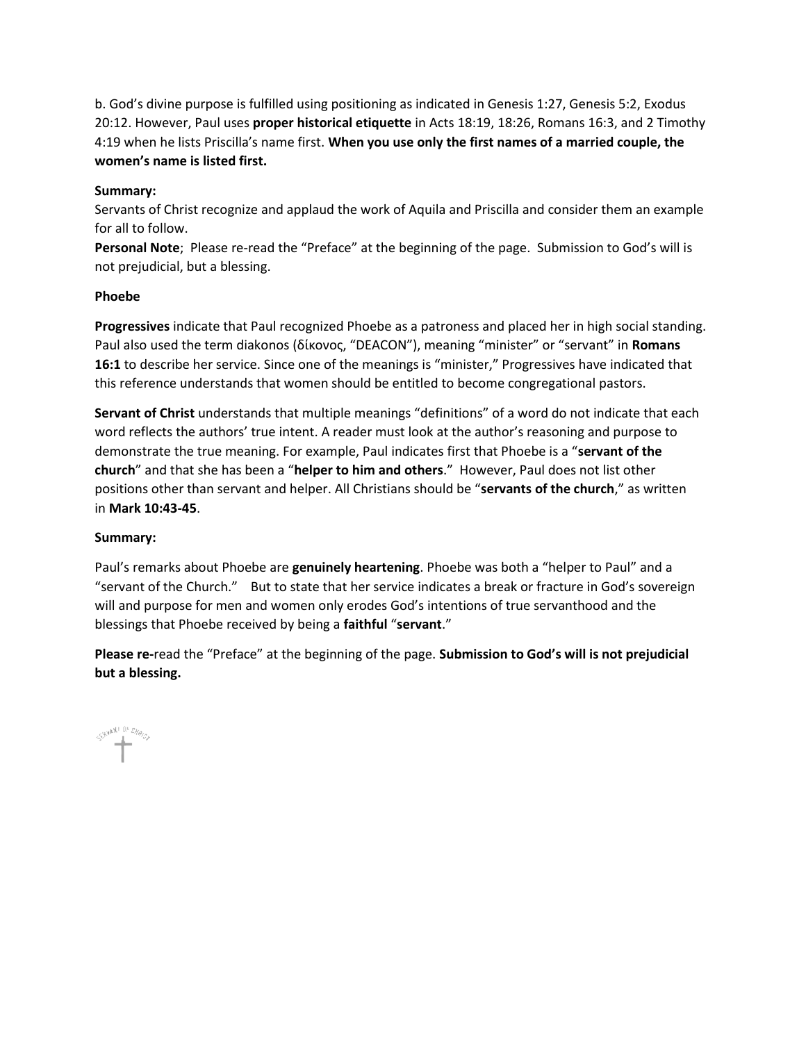b. God's divine purpose is fulfilled using positioning as indicated in Genesis 1:27, Genesis 5:2, Exodus 20:12. However, Paul uses **proper historical etiquette** in Acts 18:19, 18:26, Romans 16:3, and 2 Timothy 4:19 when he lists Priscilla's name first. **When you use only the first names of a married couple, the women's name is listed first.**

**Summary:**
Servants of Christ recognize and applaud the work of Aquila and Priscilla and consider them an example for all to follow.
**Personal Note**; Please re-read the "Preface" at the beginning of the page. Submission to God's will is not prejudicial, but a blessing.

**Phoebe**

**Progressives** indicate that Paul recognized Phoebe as a patroness and placed her in high social standing. Paul also used the term diakonos (δίκονος, "DEACON"), meaning "minister" or "servant" in **Romans 16:1** to describe her service. Since one of the meanings is "minister," Progressives have indicated that this reference understands that women should be entitled to become congregational pastors.

**Servant of Christ** understands that multiple meanings "definitions" of a word do not indicate that each word reflects the authors' true intent. A reader must look at the author's reasoning and purpose to demonstrate the true meaning. For example, Paul indicates first that Phoebe is a "**servant of the church**" and that she has been a "**helper to him and others**." However, Paul does not list other positions other than servant and helper. All Christians should be "**servants of the church**," as written in **Mark 10:43-45**.

**Summary:**

Paul's remarks about Phoebe are **genuinely heartening**. Phoebe was both a "helper to Paul" and a "servant of the Church." But to state that her service indicates a break or fracture in God's sovereign will and purpose for men and women only erodes God's intentions of true servanthood and the blessings that Phoebe received by being a **faithful** "**servant**."

**Please re-**read the "Preface" at the beginning of the page. **Submission to God's will is not prejudicial but a blessing.**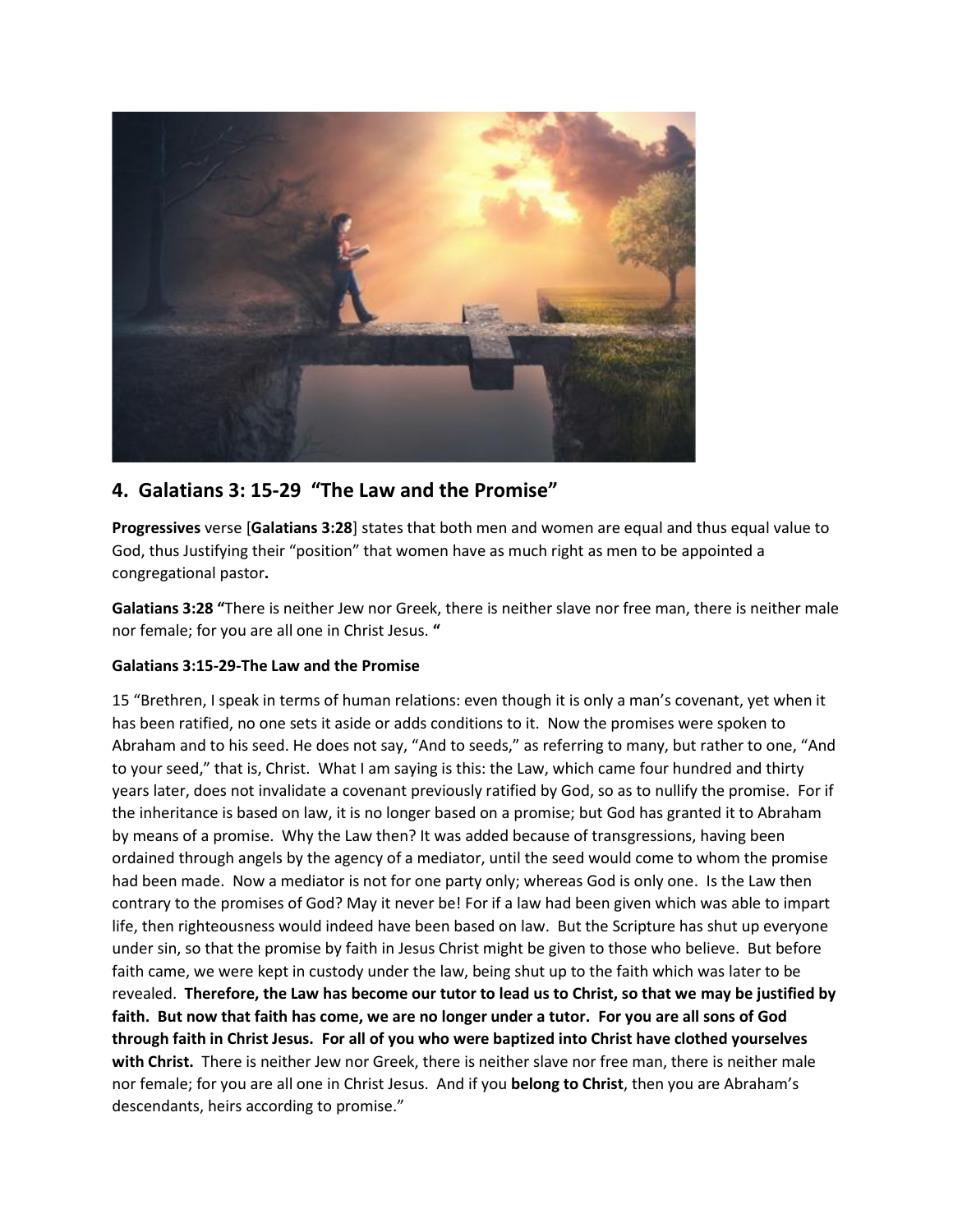## 4. Galatians 3: 15-29 "The Law and the Promise"

**Progressives** verse [**Galatians 3:28**] states that both men and women are equal and thus equal value to God, thus Justifying their "position" that women have as much right as men to be appointed a congregational pastor**.**

**Galatians 3:28 "**There is neither Jew nor Greek, there is neither slave nor free man, there is neither male nor female; for you are all one in Christ Jesus. **"**

**Galatians 3:15-29-The Law and the Promise**

15 "Brethren, I speak in terms of human relations: even though it is only a man's covenant, yet when it has been ratified, no one sets it aside or adds conditions to it. Now the promises were spoken to Abraham and to his seed. He does not say, "And to seeds," as referring to many, but rather to one, "And to your seed," that is, Christ. What I am saying is this: the Law, which came four hundred and thirty years later, does not invalidate a covenant previously ratified by God, so as to nullify the promise. For if the inheritance is based on law, it is no longer based on a promise; but God has granted it to Abraham by means of a promise. Why the Law then? It was added because of transgressions, having been ordained through angels by the agency of a mediator, until the seed would come to whom the promise had been made. Now a mediator is not for one party only; whereas God is only one. Is the Law then contrary to the promises of God? May it never be! For if a law had been given which was able to impart life, then righteousness would indeed have been based on law. But the Scripture has shut up everyone under sin, so that the promise by faith in Jesus Christ might be given to those who believe. But before faith came, we were kept in custody under the law, being shut up to the faith which was later to be revealed. **Therefore, the Law has become our tutor to lead us to Christ, so that we may be justified by faith. But now that faith has come, we are no longer under a tutor. For you are all sons of God through faith in Christ Jesus. For all of you who were baptized into Christ have clothed yourselves with Christ.** There is neither Jew nor Greek, there is neither slave nor free man, there is neither male nor female; for you are all one in Christ Jesus. And if you **belong to Christ**, then you are Abraham's descendants, heirs according to promise."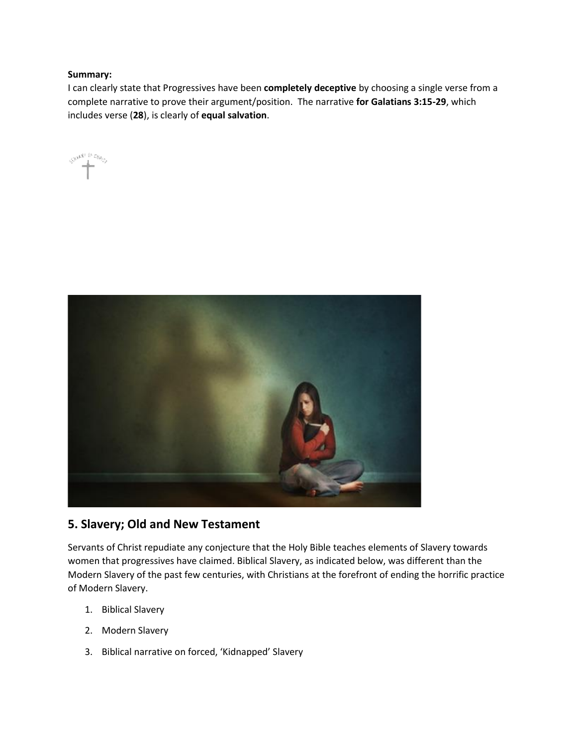**Summary:**
I can clearly state that Progressives have been **completely deceptive** by choosing a single verse from a complete narrative to prove their argument/position. The narrative **for Galatians 3:15-29**, which includes verse (**28**), is clearly of **equal salvation**.

## 5. Slavery; Old and New Testament

Servants of Christ repudiate any conjecture that the Holy Bible teaches elements of Slavery towards women that progressives have claimed. Biblical Slavery, as indicated below, was different than the Modern Slavery of the past few centuries, with Christians at the forefront of ending the horrific practice of Modern Slavery.

1. Biblical Slavery
2. Modern Slavery
3. Biblical narrative on forced, 'Kidnapped' Slavery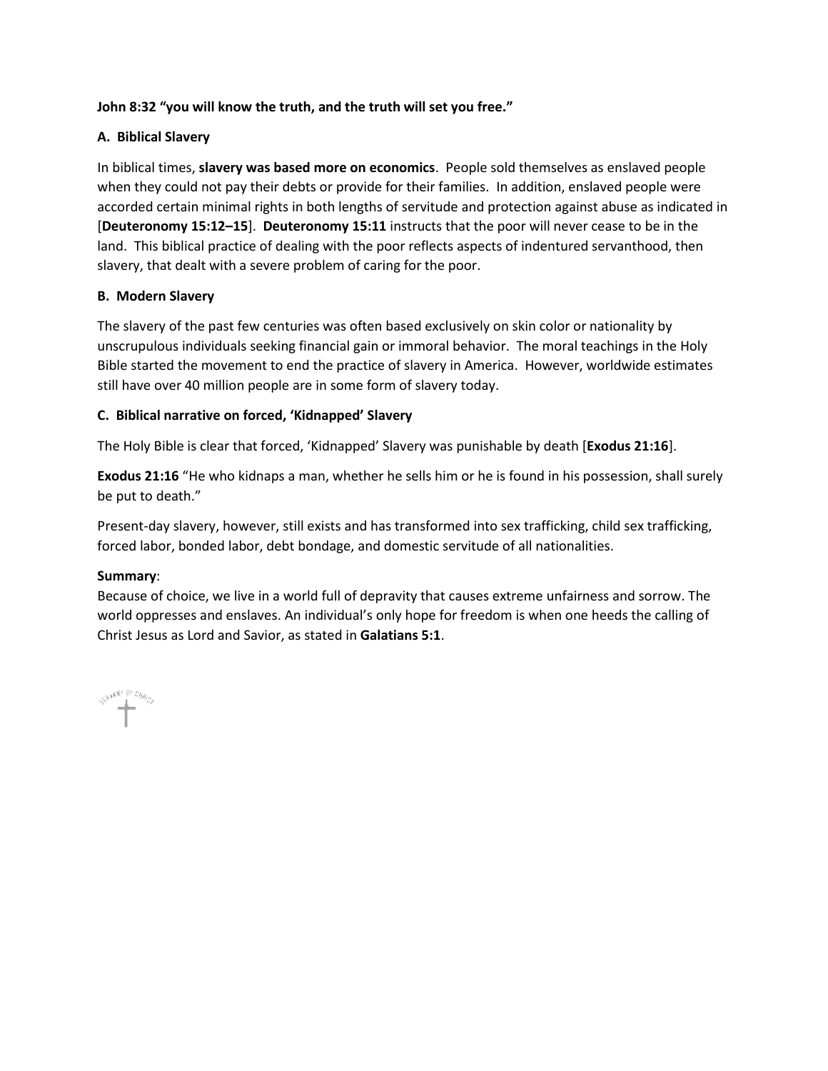**John 8:32 “you will know the truth, and the truth will set you free.”**

### A. Biblical Slavery

In biblical times, **slavery was based more on economics**. People sold themselves as enslaved people when they could not pay their debts or provide for their families. In addition, enslaved people were accorded certain minimal rights in both lengths of servitude and protection against abuse as indicated in [**Deuteronomy 15:12–15**]. **Deuteronomy 15:11** instructs that the poor will never cease to be in the land. This biblical practice of dealing with the poor reflects aspects of indentured servanthood, then slavery, that dealt with a severe problem of caring for the poor.

### B. Modern Slavery

The slavery of the past few centuries was often based exclusively on skin color or nationality by unscrupulous individuals seeking financial gain or immoral behavior. The moral teachings in the Holy Bible started the movement to end the practice of slavery in America. However, worldwide estimates still have over 40 million people are in some form of slavery today.

### C. Biblical narrative on forced, ‘Kidnapped’ Slavery

The Holy Bible is clear that forced, ‘Kidnapped’ Slavery was punishable by death [**Exodus 21:16**].

**Exodus 21:16** “He who kidnaps a man, whether he sells him or he is found in his possession, shall surely be put to death.”

Present-day slavery, however, still exists and has transformed into sex trafficking, child sex trafficking, forced labor, bonded labor, debt bondage, and domestic servitude of all nationalities.

**Summary**:
Because of choice, we live in a world full of depravity that causes extreme unfairness and sorrow. The world oppresses and enslaves. An individual’s only hope for freedom is when one heeds the calling of Christ Jesus as Lord and Savior, as stated in **Galatians 5:1**.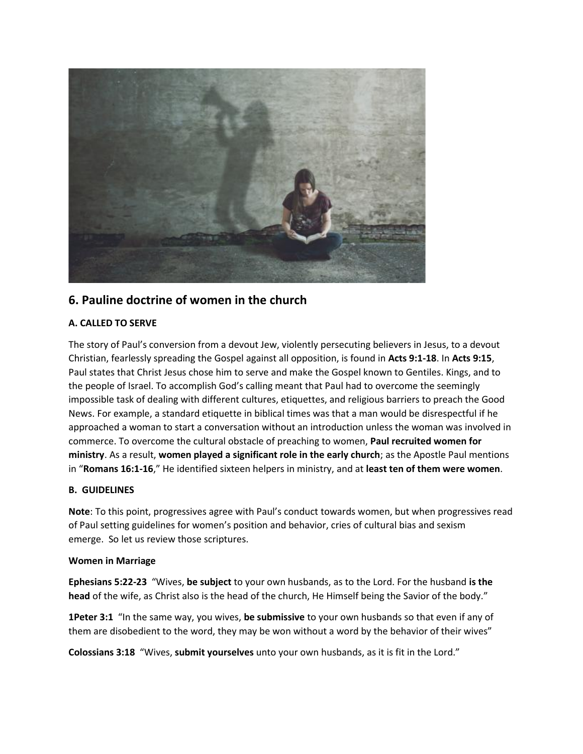## 6. Pauline doctrine of women in the church

### A. CALLED TO SERVE

The story of Paul's conversion from a devout Jew, violently persecuting believers in Jesus, to a devout Christian, fearlessly spreading the Gospel against all opposition, is found in **Acts 9:1-18**. In **Acts 9:15**, Paul states that Christ Jesus chose him to serve and make the Gospel known to Gentiles. Kings, and to the people of Israel. To accomplish God's calling meant that Paul had to overcome the seemingly impossible task of dealing with different cultures, etiquettes, and religious barriers to preach the Good News. For example, a standard etiquette in biblical times was that a man would be disrespectful if he approached a woman to start a conversation without an introduction unless the woman was involved in commerce. To overcome the cultural obstacle of preaching to women, **Paul recruited women for ministry**. As a result, **women played a significant role in the early church**; as the Apostle Paul mentions in "**Romans 16:1-16**," He identified sixteen helpers in ministry, and at **least ten of them were women**.

### B. GUIDELINES

**Note**: To this point, progressives agree with Paul's conduct towards women, but when progressives read of Paul setting guidelines for women's position and behavior, cries of cultural bias and sexism emerge. So let us review those scriptures.

**Women in Marriage**

**Ephesians 5:22-23** "Wives, **be subject** to your own husbands, as to the Lord. For the husband **is the head** of the wife, as Christ also is the head of the church, He Himself being the Savior of the body."

**1Peter 3:1** "In the same way, you wives, **be submissive** to your own husbands so that even if any of them are disobedient to the word, they may be won without a word by the behavior of their wives"

**Colossians 3:18** "Wives, **submit yourselves** unto your own husbands, as it is fit in the Lord."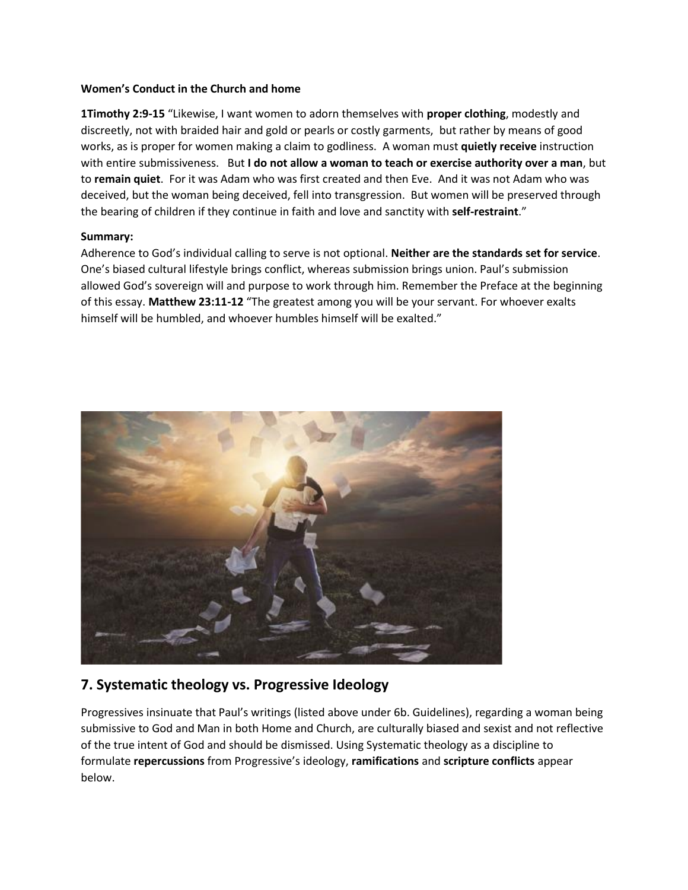**Women's Conduct in the Church and home**

**1Timothy 2:9-15** "Likewise, I want women to adorn themselves with **proper clothing**, modestly and discreetly, not with braided hair and gold or pearls or costly garments, but rather by means of good works, as is proper for women making a claim to godliness. A woman must **quietly receive** instruction with entire submissiveness. But **I do not allow a woman to teach or exercise authority over a man**, but to **remain quiet**. For it was Adam who was first created and then Eve. And it was not Adam who was deceived, but the woman being deceived, fell into transgression. But women will be preserved through the bearing of children if they continue in faith and love and sanctity with **self-restraint**."

**Summary:**
Adherence to God's individual calling to serve is not optional. **Neither are the standards set for service**. One's biased cultural lifestyle brings conflict, whereas submission brings union. Paul's submission allowed God's sovereign will and purpose to work through him. Remember the Preface at the beginning of this essay. **Matthew 23:11-12** "The greatest among you will be your servant. For whoever exalts himself will be humbled, and whoever humbles himself will be exalted."

## 7. Systematic theology vs. Progressive Ideology

Progressives insinuate that Paul's writings (listed above under 6b. Guidelines), regarding a woman being submissive to God and Man in both Home and Church, are culturally biased and sexist and not reflective of the true intent of God and should be dismissed. Using Systematic theology as a discipline to formulate **repercussions** from Progressive's ideology, **ramifications** and **scripture conflicts** appear below.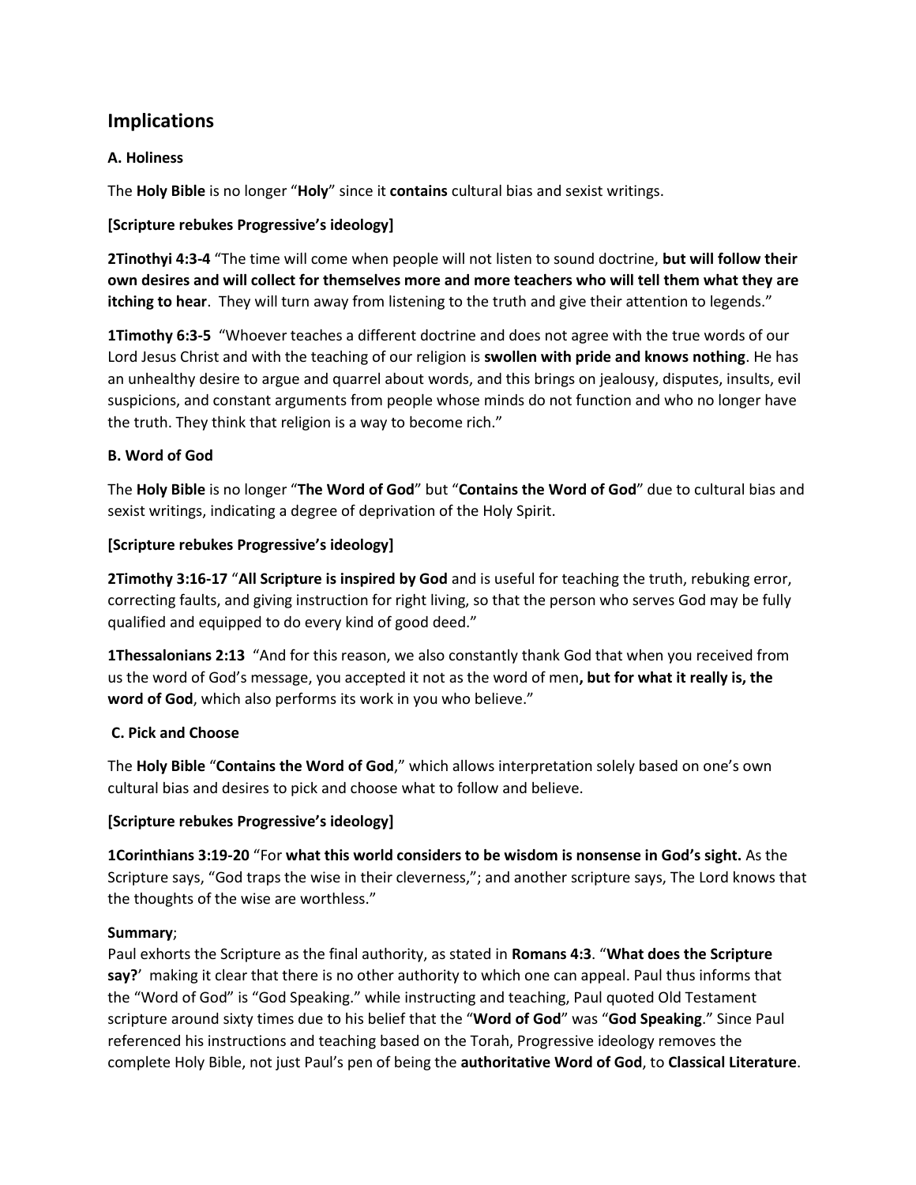## Implications

**A. Holiness**

The **Holy Bible** is no longer "**Holy**" since it **contains** cultural bias and sexist writings.

**[Scripture rebukes Progressive's ideology]**

**2Tinothyi 4:3-4** "The time will come when people will not listen to sound doctrine, **but will follow their own desires and will collect for themselves more and more teachers who will tell them what they are itching to hear**. They will turn away from listening to the truth and give their attention to legends."

**1Timothy 6:3-5** "Whoever teaches a different doctrine and does not agree with the true words of our Lord Jesus Christ and with the teaching of our religion is **swollen with pride and knows nothing**. He has an unhealthy desire to argue and quarrel about words, and this brings on jealousy, disputes, insults, evil suspicions, and constant arguments from people whose minds do not function and who no longer have the truth. They think that religion is a way to become rich."

**B. Word of God**

The **Holy Bible** is no longer "**The Word of God**" but "**Contains the Word of God**" due to cultural bias and sexist writings, indicating a degree of deprivation of the Holy Spirit.

**[Scripture rebukes Progressive's ideology]**

**2Timothy 3:16-17** "**All Scripture is inspired by God** and is useful for teaching the truth, rebuking error, correcting faults, and giving instruction for right living, so that the person who serves God may be fully qualified and equipped to do every kind of good deed."

**1Thessalonians 2:13** "And for this reason, we also constantly thank God that when you received from us the word of God's message, you accepted it not as the word of men**, but for what it really is, the word of God**, which also performs its work in you who believe."

**C. Pick and Choose**

The **Holy Bible** "**Contains the Word of God**," which allows interpretation solely based on one's own cultural bias and desires to pick and choose what to follow and believe.

**[Scripture rebukes Progressive's ideology]**

**1Corinthians 3:19-20** "For **what this world considers to be wisdom is nonsense in God's sight.** As the Scripture says, "God traps the wise in their cleverness,"; and another scripture says, The Lord knows that the thoughts of the wise are worthless."

**Summary**;
Paul exhorts the Scripture as the final authority, as stated in **Romans 4:3**. "**What does the Scripture say?**' making it clear that there is no other authority to which one can appeal. Paul thus informs that the "Word of God" is "God Speaking." while instructing and teaching, Paul quoted Old Testament scripture around sixty times due to his belief that the "**Word of God**" was "**God Speaking**." Since Paul referenced his instructions and teaching based on the Torah, Progressive ideology removes the complete Holy Bible, not just Paul's pen of being the **authoritative Word of God**, to **Classical Literature**.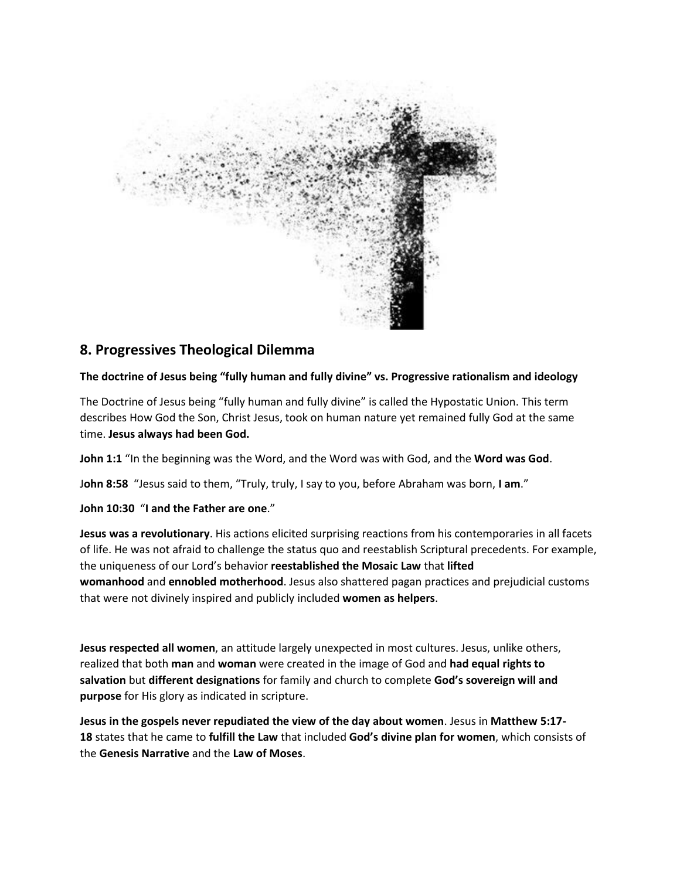## 8. Progressives Theological Dilemma

**The doctrine of Jesus being "fully human and fully divine" vs. Progressive rationalism and ideology**

The Doctrine of Jesus being "fully human and fully divine" is called the Hypostatic Union. This term describes How God the Son, Christ Jesus, took on human nature yet remained fully God at the same time. **Jesus always had been God.**

**John 1:1** "In the beginning was the Word, and the Word was with God, and the **Word was God**.

J**ohn 8:58** "Jesus said to them, "Truly, truly, I say to you, before Abraham was born, **I am**."

**John 10:30** "**I and the Father are one**."

**Jesus was a revolutionary**. His actions elicited surprising reactions from his contemporaries in all facets of life. He was not afraid to challenge the status quo and reestablish Scriptural precedents. For example, the uniqueness of our Lord's behavior **reestablished the Mosaic Law** that **lifted womanhood** and **ennobled motherhood**. Jesus also shattered pagan practices and prejudicial customs that were not divinely inspired and publicly included **women as helpers**.

**Jesus respected all women**, an attitude largely unexpected in most cultures. Jesus, unlike others, realized that both **man** and **woman** were created in the image of God and **had equal rights to salvation** but **different designations** for family and church to complete **God's sovereign will and purpose** for His glory as indicated in scripture.

**Jesus in the gospels never repudiated the view of the day about women**. Jesus in **Matthew 5:17-18** states that he came to **fulfill the Law** that included **God's divine plan for women**, which consists of the **Genesis Narrative** and the **Law of Moses**.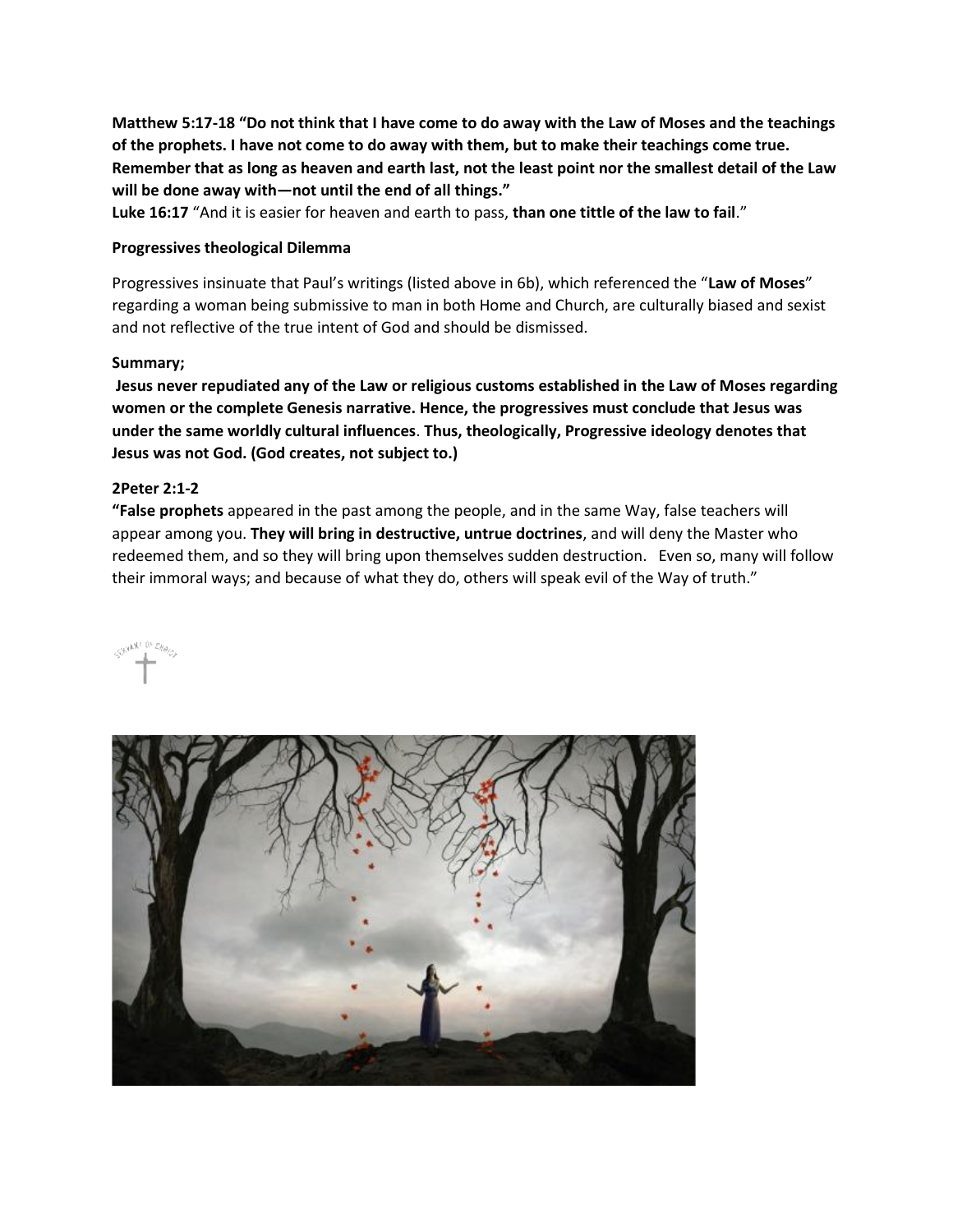**Matthew 5:17-18 "Do not think that I have come to do away with the Law of Moses and the teachings of the prophets. I have not come to do away with them, but to make their teachings come true. Remember that as long as heaven and earth last, not the least point nor the smallest detail of the Law will be done away with—not until the end of all things."**

**Luke 16:17** "And it is easier for heaven and earth to pass, **than one tittle of the law to fail**."

**Progressives theological Dilemma**

Progressives insinuate that Paul's writings (listed above in 6b), which referenced the "**Law of Moses**" regarding a woman being submissive to man in both Home and Church, are culturally biased and sexist and not reflective of the true intent of God and should be dismissed.

**Summary;**

**Jesus never repudiated any of the Law or religious customs established in the Law of Moses regarding women or the complete Genesis narrative. Hence, the progressives must conclude that Jesus was under the same worldly cultural influences. Thus, theologically, Progressive ideology denotes that Jesus was not God. (God creates, not subject to.)**

**2Peter 2:1-2**

**"False prophets** appeared in the past among the people, and in the same Way, false teachers will appear among you. **They will bring in destructive, untrue doctrines**, and will deny the Master who redeemed them, and so they will bring upon themselves sudden destruction. Even so, many will follow their immoral ways; and because of what they do, others will speak evil of the Way of truth."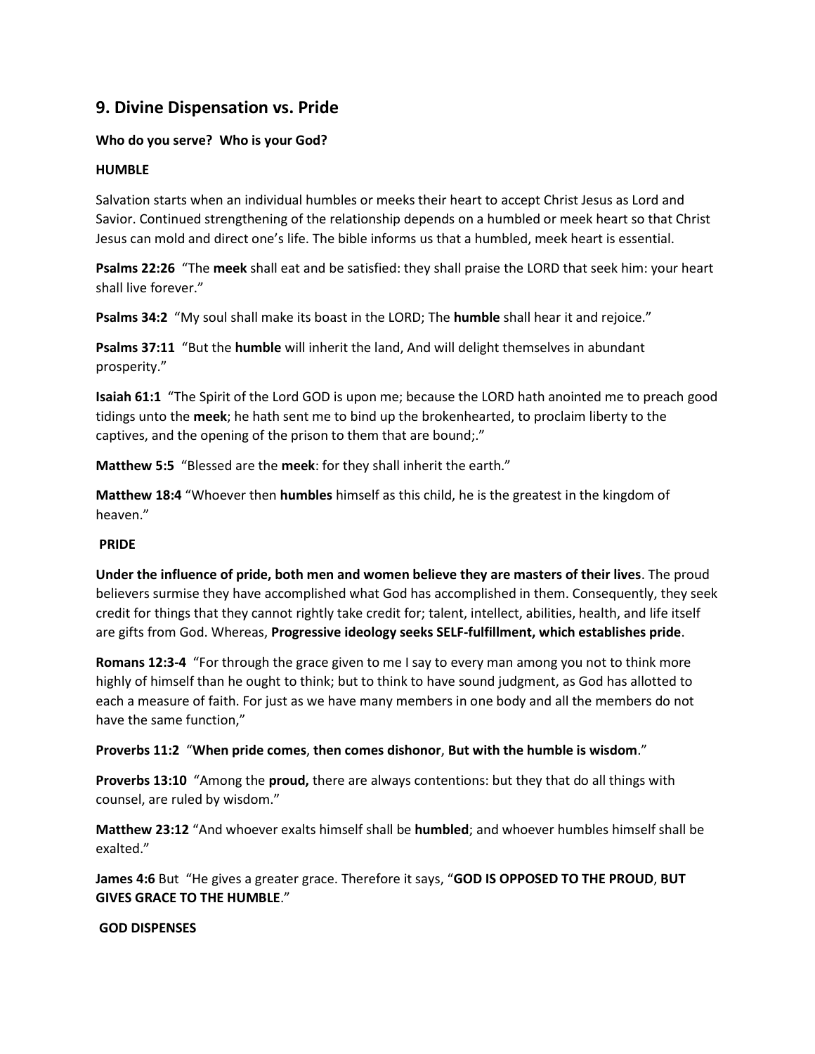## 9. Divine Dispensation vs. Pride

**Who do you serve? Who is your God?**

**HUMBLE**

Salvation starts when an individual humbles or meeks their heart to accept Christ Jesus as Lord and Savior. Continued strengthening of the relationship depends on a humbled or meek heart so that Christ Jesus can mold and direct one's life. The bible informs us that a humbled, meek heart is essential.

**Psalms 22:26** "The **meek** shall eat and be satisfied: they shall praise the LORD that seek him: your heart shall live forever."

**Psalms 34:2** "My soul shall make its boast in the LORD; The **humble** shall hear it and rejoice."

**Psalms 37:11** "But the **humble** will inherit the land, And will delight themselves in abundant prosperity."

**Isaiah 61:1** "The Spirit of the Lord GOD is upon me; because the LORD hath anointed me to preach good tidings unto the **meek**; he hath sent me to bind up the brokenhearted, to proclaim liberty to the captives, and the opening of the prison to them that are bound;."

**Matthew 5:5** "Blessed are the **meek**: for they shall inherit the earth."

**Matthew 18:4** "Whoever then **humbles** himself as this child, he is the greatest in the kingdom of heaven."

**PRIDE**

**Under the influence of pride, both men and women believe they are masters of their lives**. The proud believers surmise they have accomplished what God has accomplished in them. Consequently, they seek credit for things that they cannot rightly take credit for; talent, intellect, abilities, health, and life itself are gifts from God. Whereas, **Progressive ideology seeks SELF-fulfillment, which establishes pride**.

**Romans 12:3-4** "For through the grace given to me I say to every man among you not to think more highly of himself than he ought to think; but to think to have sound judgment, as God has allotted to each a measure of faith. For just as we have many members in one body and all the members do not have the same function,"

**Proverbs 11:2** "**When pride comes**, **then comes dishonor**, **But with the humble is wisdom**."

**Proverbs 13:10** "Among the **proud,** there are always contentions: but they that do all things with counsel, are ruled by wisdom."

**Matthew 23:12** "And whoever exalts himself shall be **humbled**; and whoever humbles himself shall be exalted."

**James 4:6** But "He gives a greater grace. Therefore it says, "**GOD IS OPPOSED TO THE PROUD**, **BUT GIVES GRACE TO THE HUMBLE**."

**GOD DISPENSES**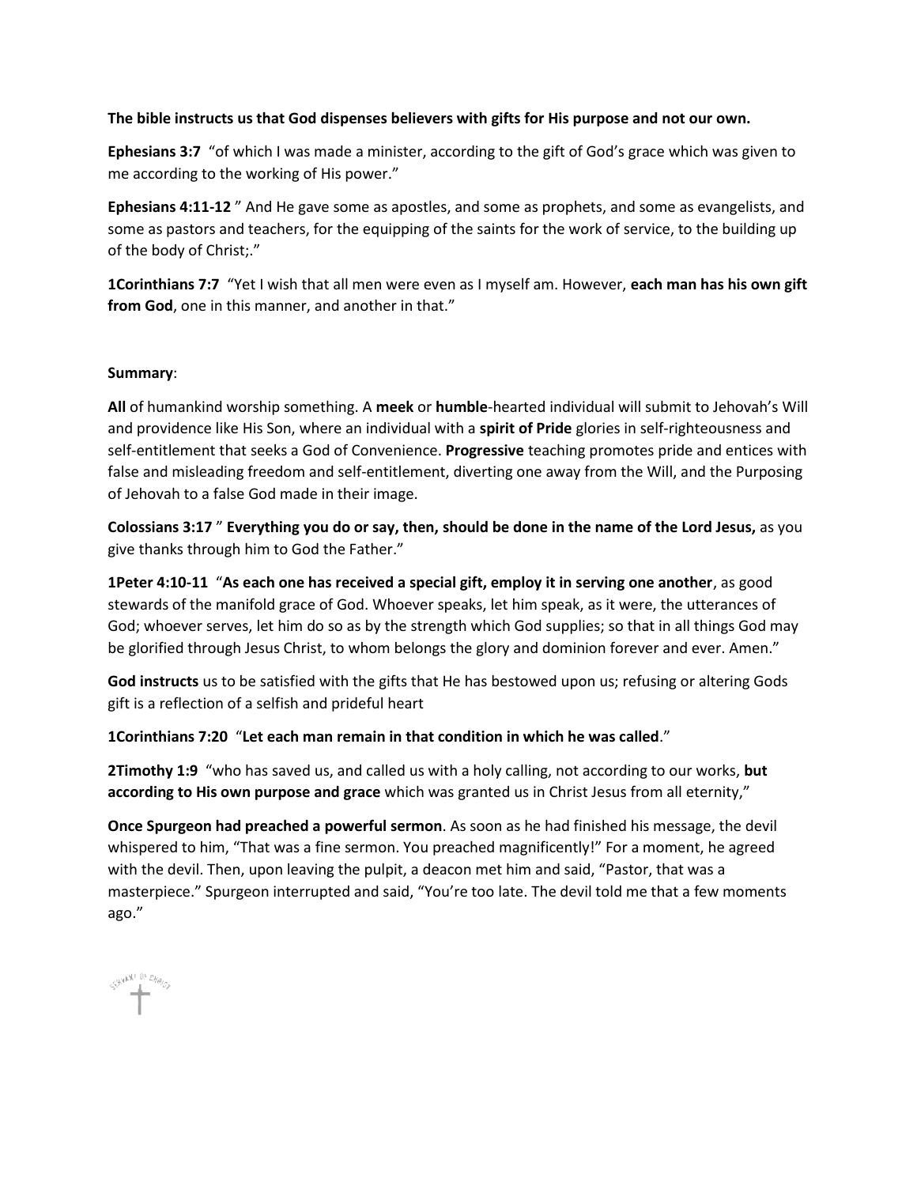**The bible instructs us that God dispenses believers with gifts for His purpose and not our own.**

**Ephesians 3:7** "of which I was made a minister, according to the gift of God's grace which was given to me according to the working of His power."

**Ephesians 4:11-12** " And He gave some as apostles, and some as prophets, and some as evangelists, and some as pastors and teachers, for the equipping of the saints for the work of service, to the building up of the body of Christ;."

**1Corinthians 7:7** "Yet I wish that all men were even as I myself am. However, **each man has his own gift from God**, one in this manner, and another in that."

**Summary**:

**All** of humankind worship something. A **meek** or **humble**-hearted individual will submit to Jehovah's Will and providence like His Son, where an individual with a **spirit of Pride** glories in self-righteousness and self-entitlement that seeks a God of Convenience. **Progressive** teaching promotes pride and entices with false and misleading freedom and self-entitlement, diverting one away from the Will, and the Purposing of Jehovah to a false God made in their image.

**Colossians 3:17** " **Everything you do or say, then, should be done in the name of the Lord Jesus,** as you give thanks through him to God the Father."

**1Peter 4:10-11** "**As each one has received a special gift, employ it in serving one another**, as good stewards of the manifold grace of God. Whoever speaks, let him speak, as it were, the utterances of God; whoever serves, let him do so as by the strength which God supplies; so that in all things God may be glorified through Jesus Christ, to whom belongs the glory and dominion forever and ever. Amen."

**God instructs** us to be satisfied with the gifts that He has bestowed upon us; refusing or altering Gods gift is a reflection of a selfish and prideful heart

**1Corinthians 7:20** "**Let each man remain in that condition in which he was called**."

**2Timothy 1:9** "who has saved us, and called us with a holy calling, not according to our works, **but according to His own purpose and grace** which was granted us in Christ Jesus from all eternity,"

**Once Spurgeon had preached a powerful sermon**. As soon as he had finished his message, the devil whispered to him, "That was a fine sermon. You preached magnificently!" For a moment, he agreed with the devil. Then, upon leaving the pulpit, a deacon met him and said, "Pastor, that was a masterpiece." Spurgeon interrupted and said, "You're too late. The devil told me that a few moments ago."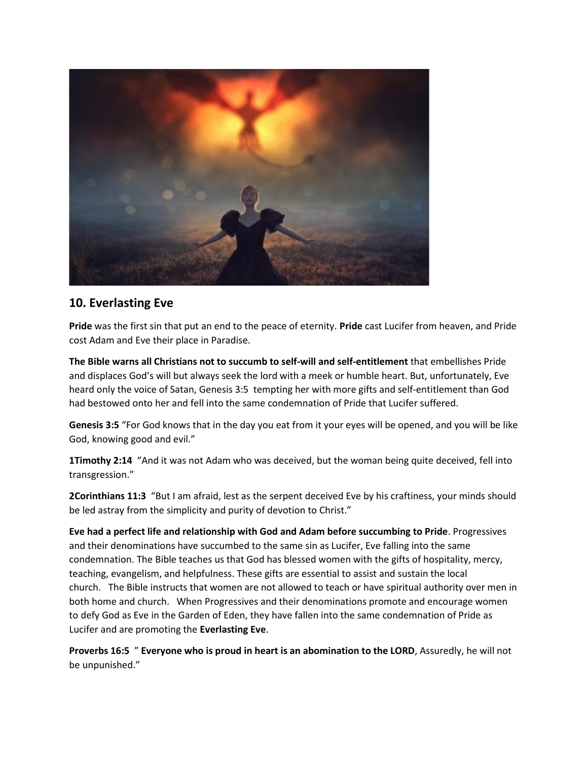## 10. Everlasting Eve

**Pride** was the first sin that put an end to the peace of eternity. **Pride** cast Lucifer from heaven, and Pride cost Adam and Eve their place in Paradise.

**The Bible warns all Christians not to succumb to self-will and self-entitlement** that embellishes Pride and displaces God's will but always seek the lord with a meek or humble heart. But, unfortunately, Eve heard only the voice of Satan, Genesis 3:5 tempting her with more gifts and self-entitlement than God had bestowed onto her and fell into the same condemnation of Pride that Lucifer suffered.

**Genesis 3:5** "For God knows that in the day you eat from it your eyes will be opened, and you will be like God, knowing good and evil."

**1Timothy 2:14** "And it was not Adam who was deceived, but the woman being quite deceived, fell into transgression."

**2Corinthians 11:3** "But I am afraid, lest as the serpent deceived Eve by his craftiness, your minds should be led astray from the simplicity and purity of devotion to Christ."

**Eve had a perfect life and relationship with God and Adam before succumbing to Pride**. Progressives and their denominations have succumbed to the same sin as Lucifer, Eve falling into the same condemnation. The Bible teaches us that God has blessed women with the gifts of hospitality, mercy, teaching, evangelism, and helpfulness. These gifts are essential to assist and sustain the local church. The Bible instructs that women are not allowed to teach or have spiritual authority over men in both home and church. When Progressives and their denominations promote and encourage women to defy God as Eve in the Garden of Eden, they have fallen into the same condemnation of Pride as Lucifer and are promoting the **Everlasting Eve**.

**Proverbs 16:5** " **Everyone who is proud in heart is an abomination to the LORD**, Assuredly, he will not be unpunished."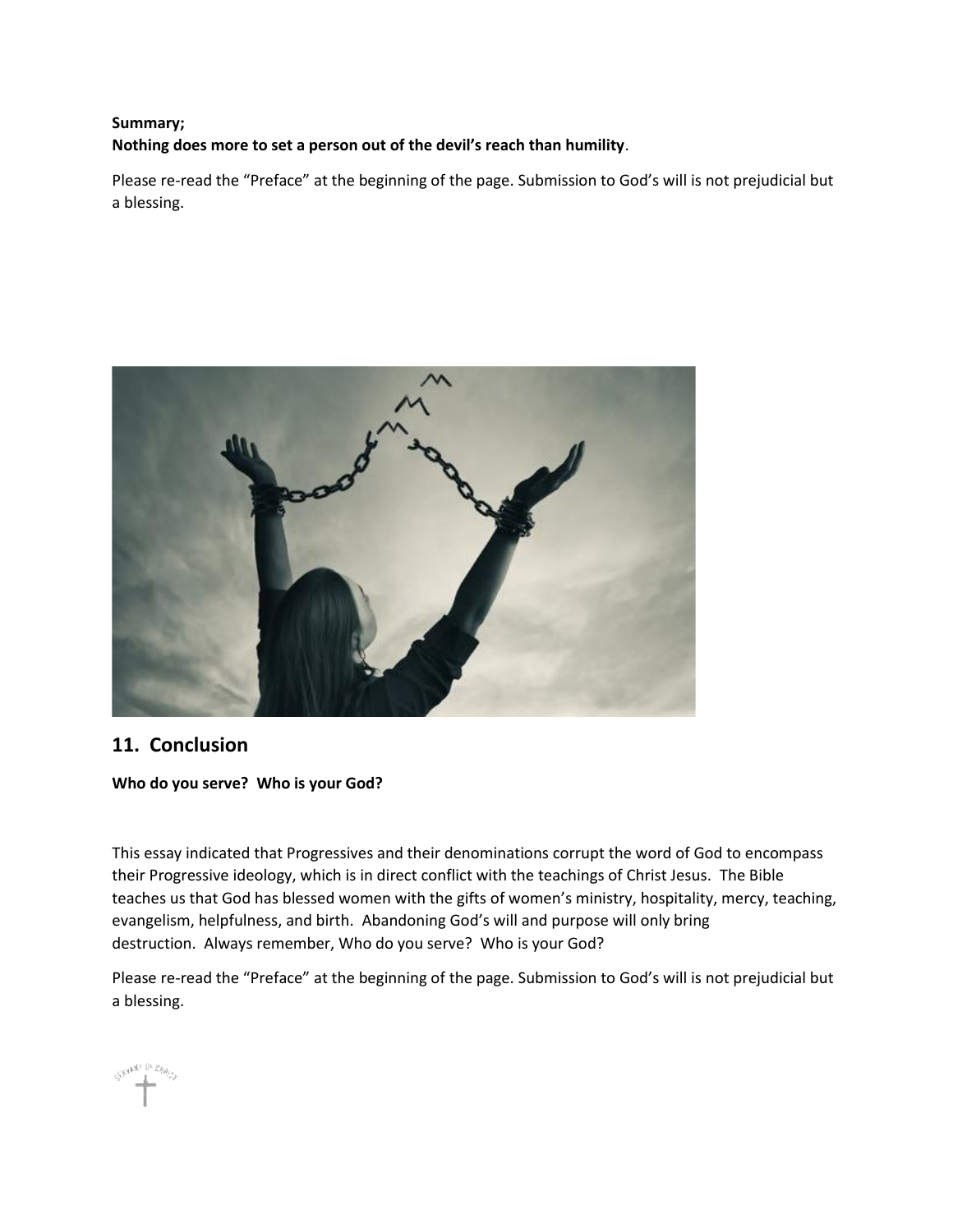**Summary;**
**Nothing does more to set a person out of the devil's reach than humility**.

Please re-read the "Preface" at the beginning of the page. Submission to God's will is not prejudicial but a blessing.

## 11. Conclusion

**Who do you serve? Who is your God?**

This essay indicated that Progressives and their denominations corrupt the word of God to encompass their Progressive ideology, which is in direct conflict with the teachings of Christ Jesus. The Bible teaches us that God has blessed women with the gifts of women's ministry, hospitality, mercy, teaching, evangelism, helpfulness, and birth. Abandoning God's will and purpose will only bring destruction. Always remember, Who do you serve? Who is your God?

Please re-read the "Preface" at the beginning of the page. Submission to God's will is not prejudicial but a blessing.